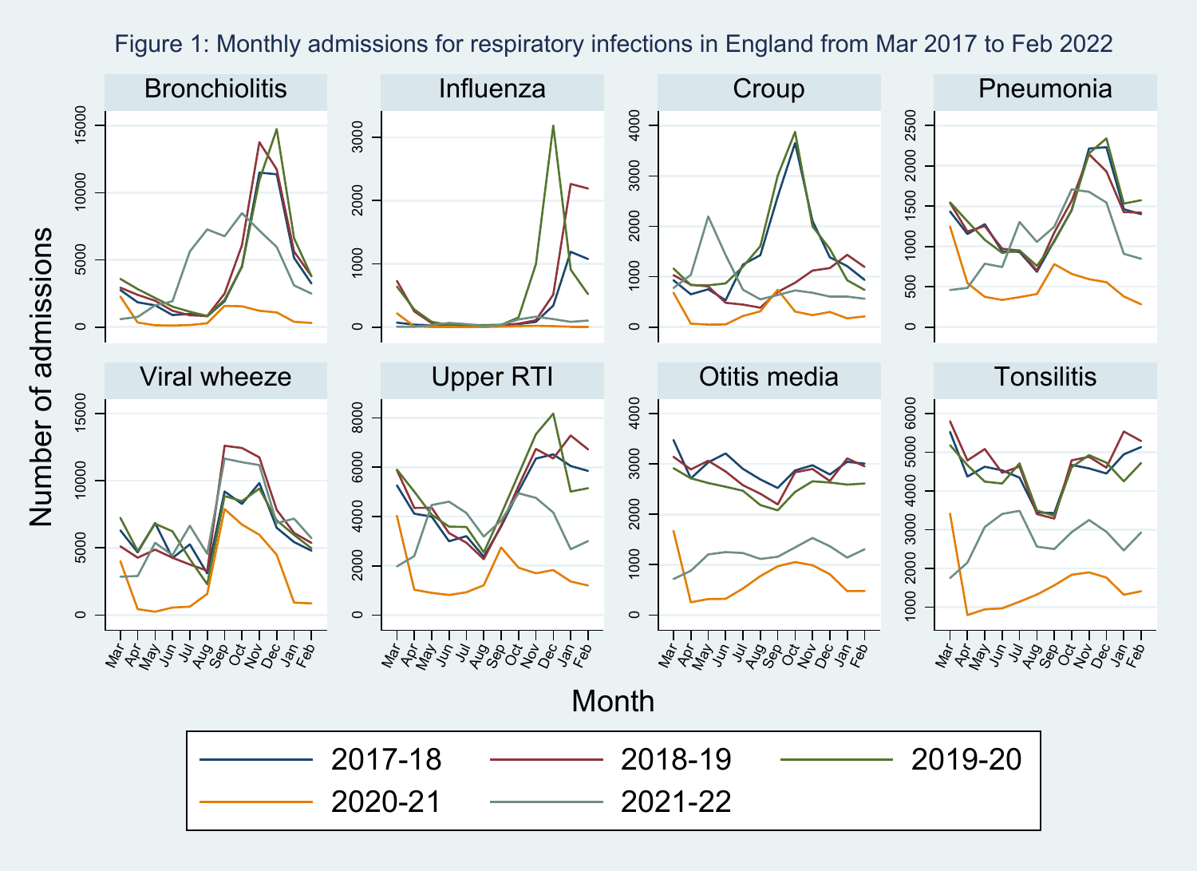Figure 1: Monthly admissions for respiratory infections in England from Mar 2017 to Feb 2022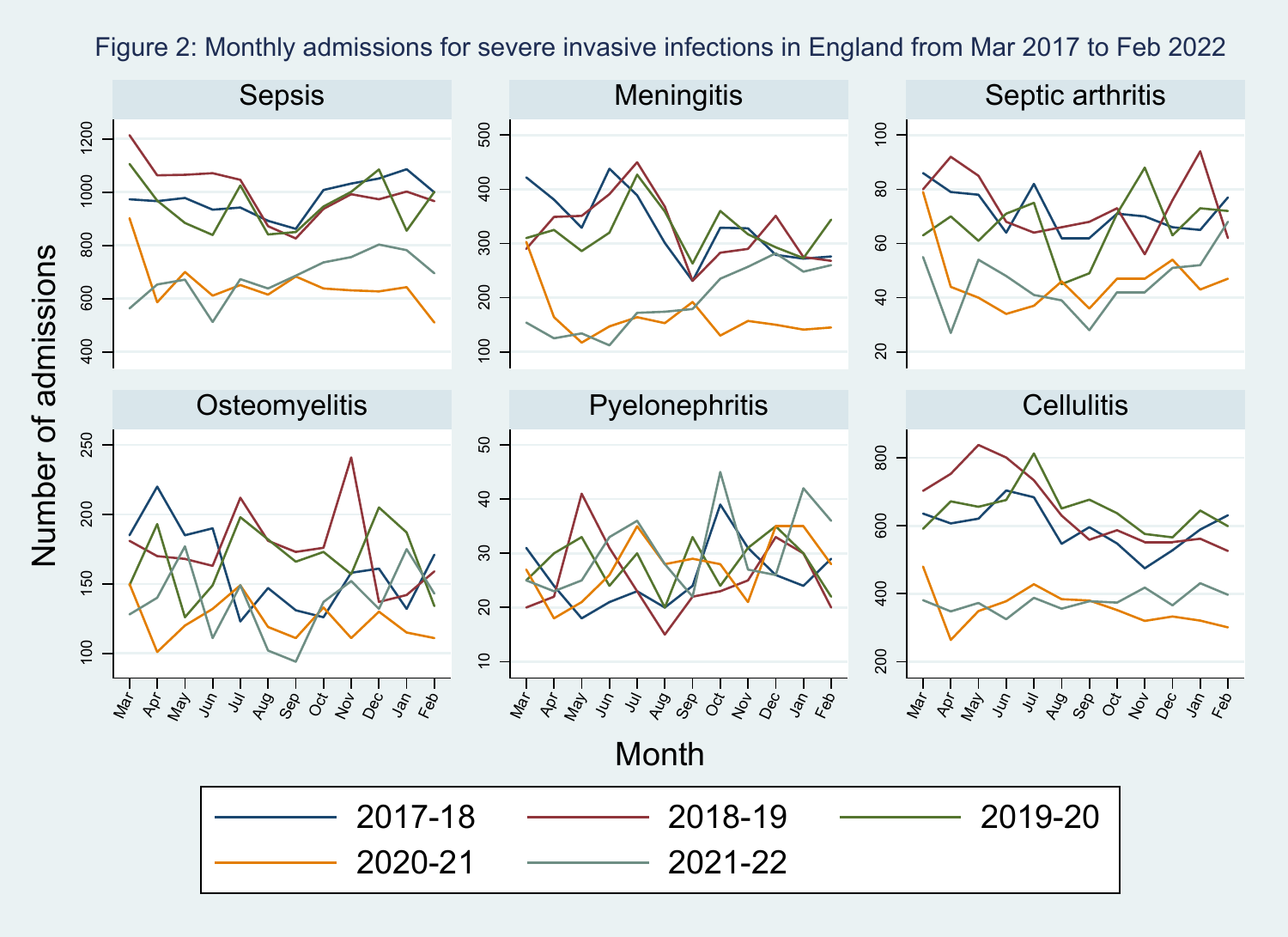Figure 2: Monthly admissions for severe invasive infections in England from Mar 2017 to Feb 2022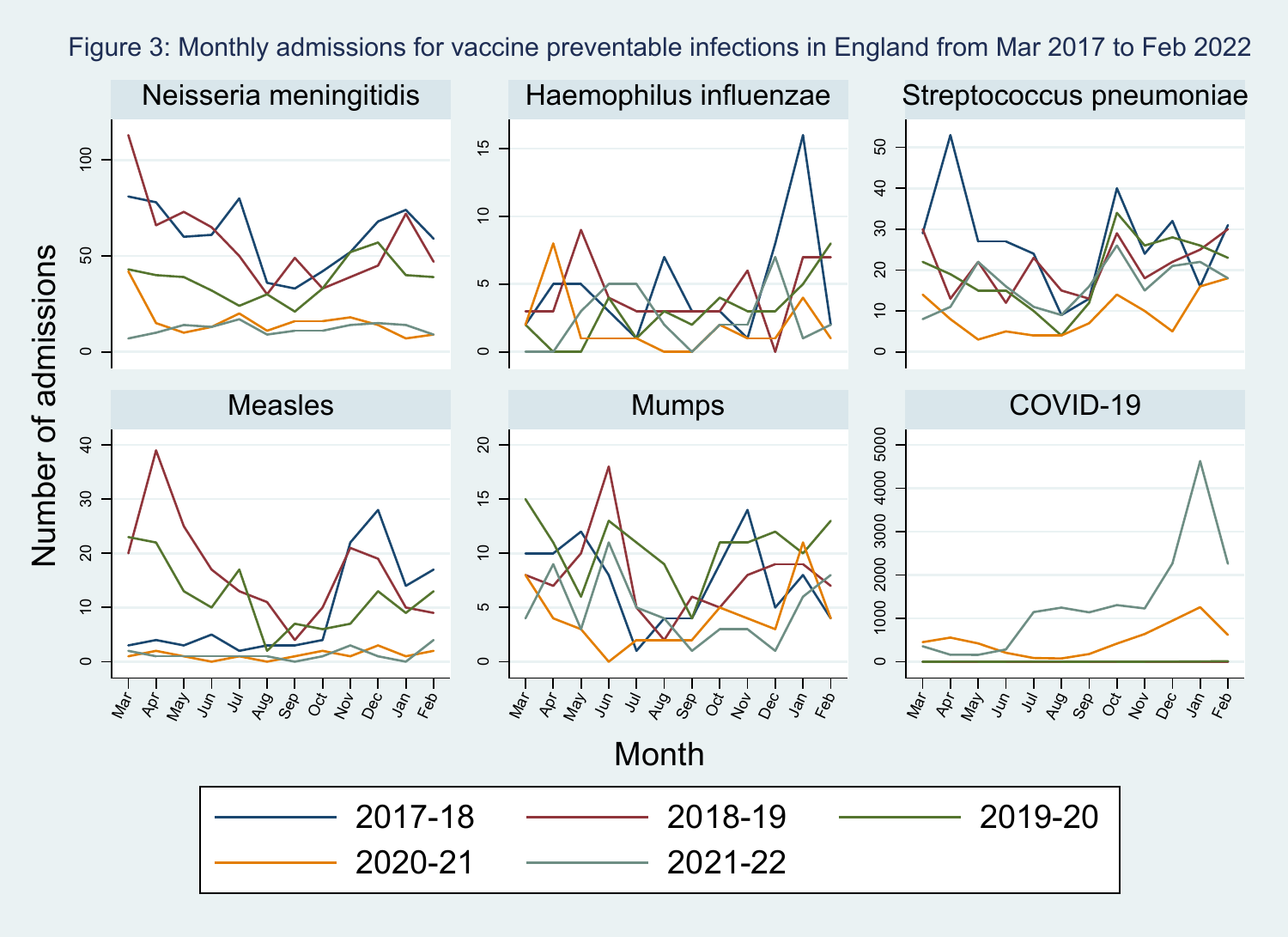Figure 3: Monthly admissions for vaccine preventable infections in England from Mar 2017 to Feb 2022

Neisseria meningitidis

Haemophilus influenzae

Streptococcus pneumoniae

Measles

Mumps

COVID-19

Number of admissions

0
50
100

0
5
10
15

0
10
20
30
40
50

0
10
20
30
40

0
5
10
15
20

0
1000
2000
3000
4000
5000

Mar
Apr
May
Jun
Jul
Aug
Sep
Oct
Nov
Dec
Jan
Feb

Month

2017-18
2018-19
2019-20
2020-21
2021-22